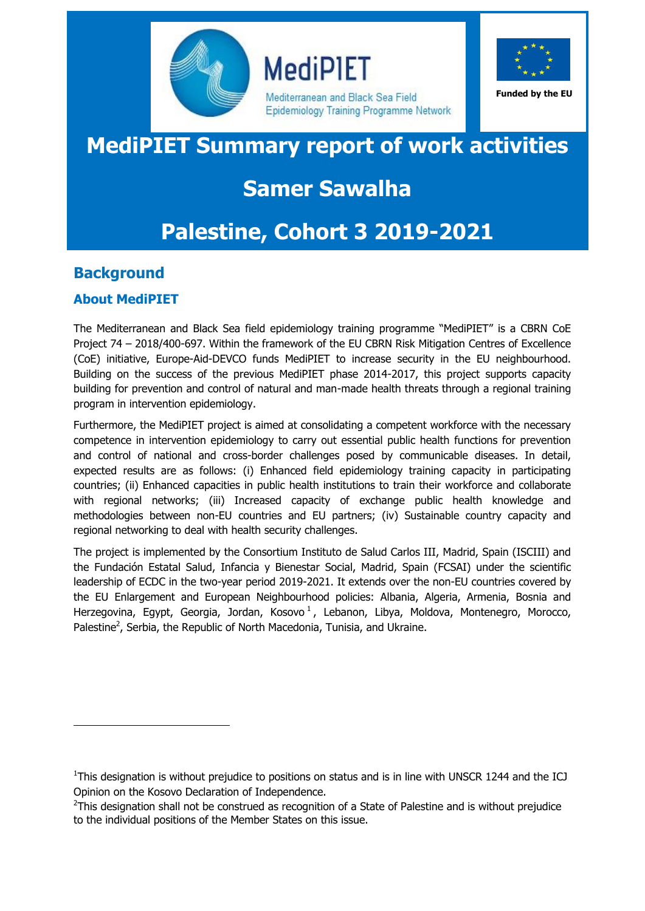MediPIET

Mediterranean and Black Sea Field Epidemiology Training Programme Network

Funded by the EU

# MediPIET Summary report of work activities

# Samer Sawalha

# Palestine, Cohort 3 2019-2021

## Background

### About MediPIET

The Mediterranean and Black Sea field epidemiology training programme "MediPIET" is a CBRN CoE Project 74 – 2018/400-697. Within the framework of the EU CBRN Risk Mitigation Centres of Excellence (CoE) initiative, Europe-Aid-DEVCO funds MediPIET to increase security in the EU neighbourhood. Building on the success of the previous MediPIET phase 2014-2017, this project supports capacity building for prevention and control of natural and man-made health threats through a regional training program in intervention epidemiology.

Furthermore, the MediPIET project is aimed at consolidating a competent workforce with the necessary competence in intervention epidemiology to carry out essential public health functions for prevention and control of national and cross-border challenges posed by communicable diseases. In detail, expected results are as follows: (i) Enhanced field epidemiology training capacity in participating countries; (ii) Enhanced capacities in public health institutions to train their workforce and collaborate with regional networks; (iii) Increased capacity of exchange public health knowledge and methodologies between non-EU countries and EU partners; (iv) Sustainable country capacity and regional networking to deal with health security challenges.

The project is implemented by the Consortium Instituto de Salud Carlos III, Madrid, Spain (ISCIII) and the Fundación Estatal Salud, Infancia y Bienestar Social, Madrid, Spain (FCSAI) under the scientific leadership of ECDC in the two-year period 2019-2021. It extends over the non-EU countries covered by the EU Enlargement and European Neighbourhood policies: Albania, Algeria, Armenia, Bosnia and Herzegovina, Egypt, Georgia, Jordan, Kosovo[1], Lebanon, Libya, Moldova, Montenegro, Morocco, Palestine[2], Serbia, the Republic of North Macedonia, Tunisia, and Ukraine.

---

[1]This designation is without prejudice to positions on status and is in line with UNSCR 1244 and the ICJ Opinion on the Kosovo Declaration of Independence.

[2]This designation shall not be construed as recognition of a State of Palestine and is without prejudice to the individual positions of the Member States on this issue.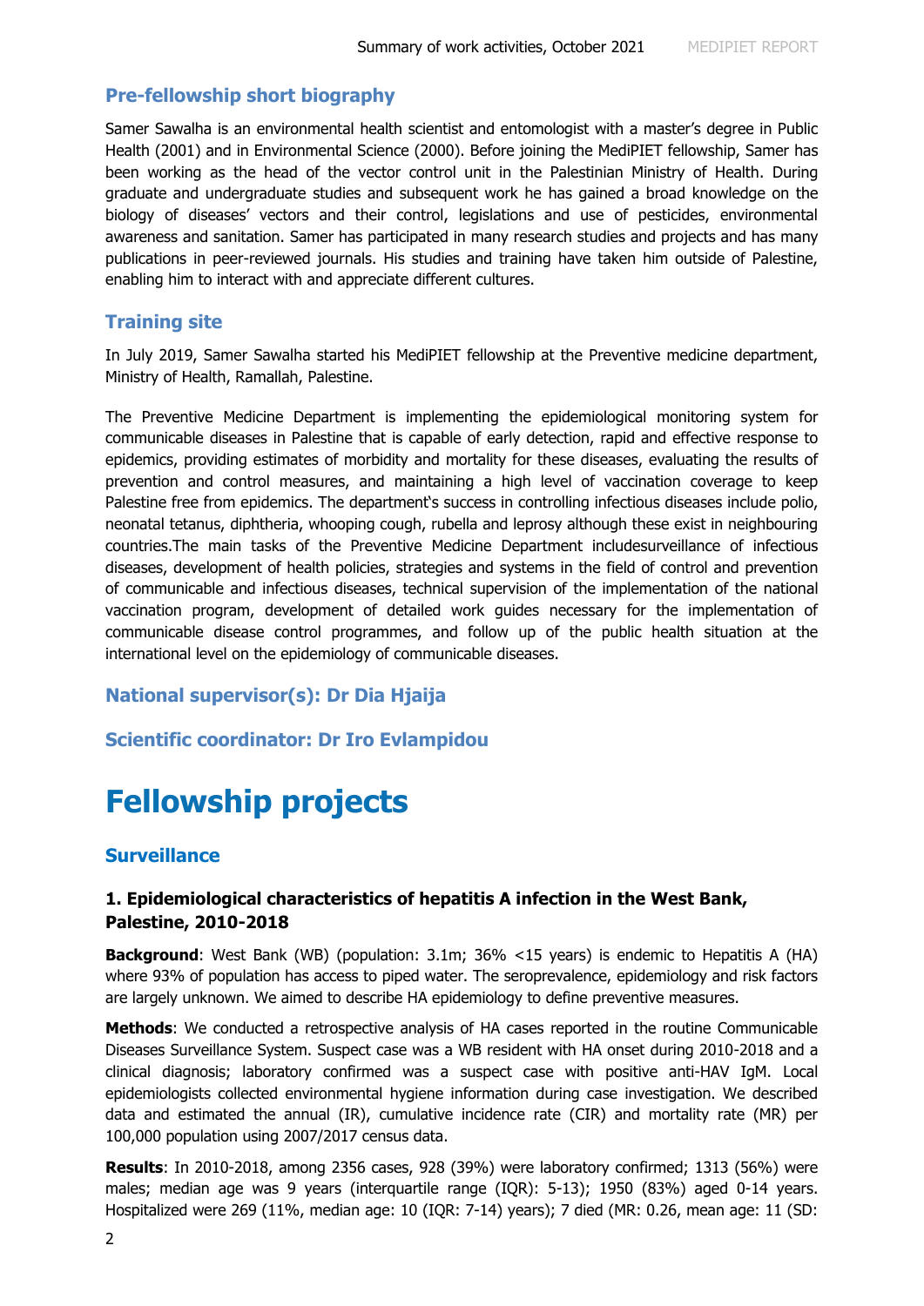## Pre-fellowship short biography

Samer Sawalha is an environmental health scientist and entomologist with a master's degree in Public Health (2001) and in Environmental Science (2000). Before joining the MediPIET fellowship, Samer has been working as the head of the vector control unit in the Palestinian Ministry of Health. During graduate and undergraduate studies and subsequent work he has gained a broad knowledge on the biology of diseases' vectors and their control, legislations and use of pesticides, environmental awareness and sanitation. Samer has participated in many research studies and projects and has many publications in peer-reviewed journals. His studies and training have taken him outside of Palestine, enabling him to interact with and appreciate different cultures.

## Training site

In July 2019, Samer Sawalha started his MediPIET fellowship at the Preventive medicine department, Ministry of Health, Ramallah, Palestine.

The Preventive Medicine Department is implementing the epidemiological monitoring system for communicable diseases in Palestine that is capable of early detection, rapid and effective response to epidemics, providing estimates of morbidity and mortality for these diseases, evaluating the results of prevention and control measures, and maintaining a high level of vaccination coverage to keep Palestine free from epidemics. The department�much success in controlling infectious diseases include polio, neonatal tetanus, diphtheria, whooping cough, rubella and leprosy although these exist in neighbouring countries.The main tasks of the Preventive Medicine Department includesurveillance of infectious diseases, development of health policies, strategies and systems in the field of control and prevention of communicable and infectious diseases, technical supervision of the implementation of the national vaccination program, development of detailed work guides necessary for the implementation of communicable disease control programmes, and follow up of the public health situation at the international level on the epidemiology of communicable diseases.

## National supervisor(s): Dr Dia Hjaija

## Scientific coordinator: Dr Iro Evlampidou

# Fellowship projects

## Surveillance

### 1. Epidemiological characteristics of hepatitis A infection in the West Bank, Palestine, 2010-2018

**Background**: West Bank (WB) (population: 3.1m; 36% <15 years) is endemic to Hepatitis A (HA) where 93% of population has access to piped water. The seroprevalence, epidemiology and risk factors are largely unknown. We aimed to describe HA epidemiology to define preventive measures.

**Methods**: We conducted a retrospective analysis of HA cases reported in the routine Communicable Diseases Surveillance System. Suspect case was a WB resident with HA onset during 2010-2018 and a clinical diagnosis; laboratory confirmed was a suspect case with positive anti-HAV IgM. Local epidemiologists collected environmental hygiene information during case investigation. We described data and estimated the annual (IR), cumulative incidence rate (CIR) and mortality rate (MR) per 100,000 population using 2007/2017 census data.

**Results**: In 2010-2018, among 2356 cases, 928 (39%) were laboratory confirmed; 1313 (56%) were males; median age was 9 years (interquartile range (IQR): 5-13); 1950 (83%) aged 0-14 years. Hospitalized were 269 (11%, median age: 10 (IQR: 7-14) years); 7 died (MR: 0.26, mean age: 11 (SD: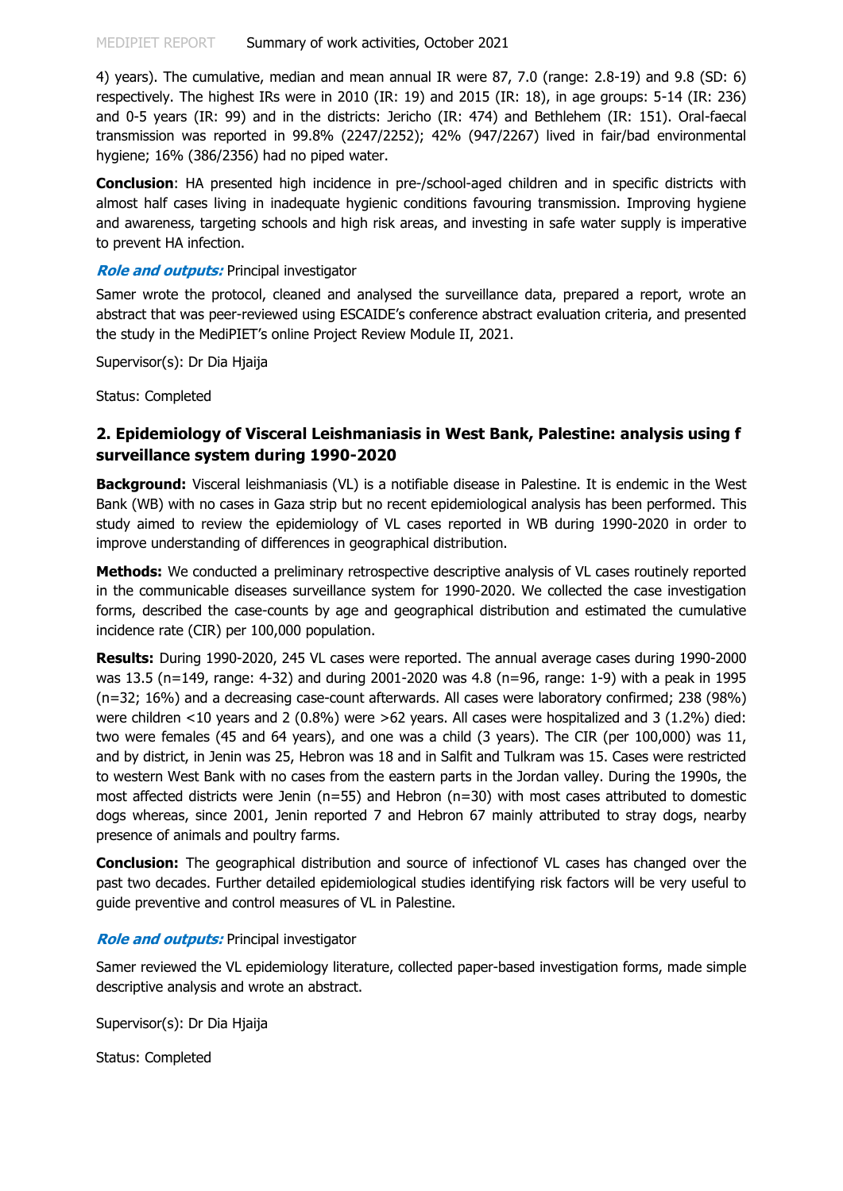4) years). The cumulative, median and mean annual IR were 87, 7.0 (range: 2.8-19) and 9.8 (SD: 6) respectively. The highest IRs were in 2010 (IR: 19) and 2015 (IR: 18), in age groups: 5-14 (IR: 236) and 0-5 years (IR: 99) and in the districts: Jericho (IR: 474) and Bethlehem (IR: 151). Oral-faecal transmission was reported in 99.8% (2247/2252); 42% (947/2267) lived in fair/bad environmental hygiene; 16% (386/2356) had no piped water.

**Conclusion**: HA presented high incidence in pre-/school-aged children and in specific districts with almost half cases living in inadequate hygienic conditions favouring transmission. Improving hygiene and awareness, targeting schools and high risk areas, and investing in safe water supply is imperative to prevent HA infection.

***Role and outputs:*** Principal investigator

Samer wrote the protocol, cleaned and analysed the surveillance data, prepared a report, wrote an abstract that was peer-reviewed using ESCAIDE's conference abstract evaluation criteria, and presented the study in the MediPIET's online Project Review Module II, 2021.

Supervisor(s): Dr Dia Hjaija

Status: Completed

## 2. Epidemiology of Visceral Leishmaniasis in West Bank, Palestine: analysis using f surveillance system during 1990-2020

**Background:** Visceral leishmaniasis (VL) is a notifiable disease in Palestine. It is endemic in the West Bank (WB) with no cases in Gaza strip but no recent epidemiological analysis has been performed. This study aimed to review the epidemiology of VL cases reported in WB during 1990-2020 in order to improve understanding of differences in geographical distribution.

**Methods:** We conducted a preliminary retrospective descriptive analysis of VL cases routinely reported in the communicable diseases surveillance system for 1990-2020. We collected the case investigation forms, described the case-counts by age and geographical distribution and estimated the cumulative incidence rate (CIR) per 100,000 population.

**Results:** During 1990-2020, 245 VL cases were reported. The annual average cases during 1990-2000 was 13.5 (n=149, range: 4-32) and during 2001-2020 was 4.8 (n=96, range: 1-9) with a peak in 1995 (n=32; 16%) and a decreasing case-count afterwards. All cases were laboratory confirmed; 238 (98%) were children <10 years and 2 (0.8%) were >62 years. All cases were hospitalized and 3 (1.2%) died: two were females (45 and 64 years), and one was a child (3 years). The CIR (per 100,000) was 11, and by district, in Jenin was 25, Hebron was 18 and in Salfit and Tulkram was 15. Cases were restricted to western West Bank with no cases from the eastern parts in the Jordan valley. During the 1990s, the most affected districts were Jenin (n=55) and Hebron (n=30) with most cases attributed to domestic dogs whereas, since 2001, Jenin reported 7 and Hebron 67 mainly attributed to stray dogs, nearby presence of animals and poultry farms.

**Conclusion:** The geographical distribution and source of infectionof VL cases has changed over the past two decades. Further detailed epidemiological studies identifying risk factors will be very useful to guide preventive and control measures of VL in Palestine.

***Role and outputs:*** Principal investigator

Samer reviewed the VL epidemiology literature, collected paper-based investigation forms, made simple descriptive analysis and wrote an abstract.

Supervisor(s): Dr Dia Hjaija

Status: Completed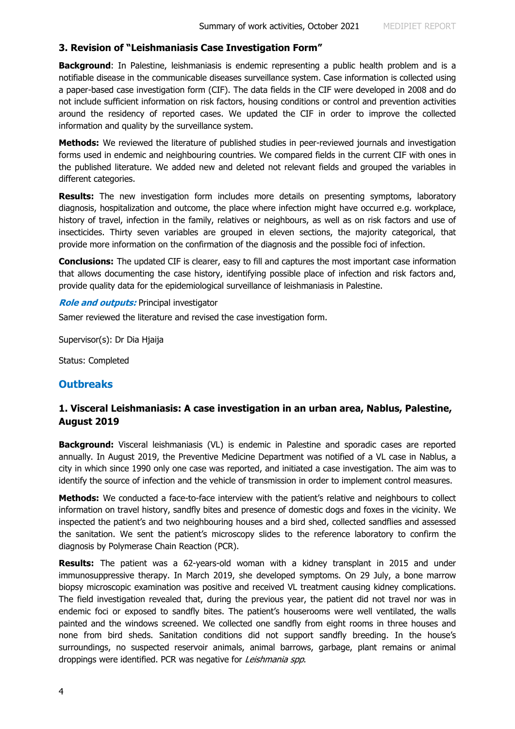### 3. Revision of "Leishmaniasis Case Investigation Form"

**Background**: In Palestine, leishmaniasis is endemic representing a public health problem and is a notifiable disease in the communicable diseases surveillance system. Case information is collected using a paper-based case investigation form (CIF). The data fields in the CIF were developed in 2008 and do not include sufficient information on risk factors, housing conditions or control and prevention activities around the residency of reported cases. We updated the CIF in order to improve the collected information and quality by the surveillance system.

**Methods:** We reviewed the literature of published studies in peer-reviewed journals and investigation forms used in endemic and neighbouring countries. We compared fields in the current CIF with ones in the published literature. We added new and deleted not relevant fields and grouped the variables in different categories.

**Results:** The new investigation form includes more details on presenting symptoms, laboratory diagnosis, hospitalization and outcome, the place where infection might have occurred e.g. workplace, history of travel, infection in the family, relatives or neighbours, as well as on risk factors and use of insecticides. Thirty seven variables are grouped in eleven sections, the majority categorical, that provide more information on the confirmation of the diagnosis and the possible foci of infection.

**Conclusions:** The updated CIF is clearer, easy to fill and captures the most important case information that allows documenting the case history, identifying possible place of infection and risk factors and, provide quality data for the epidemiological surveillance of leishmaniasis in Palestine.

***Role and outputs:*** Principal investigator

Samer reviewed the literature and revised the case investigation form.

Supervisor(s): Dr Dia Hjaija

Status: Completed

## Outbreaks

### 1. Visceral Leishmaniasis: A case investigation in an urban area, Nablus, Palestine, August 2019

**Background:** Visceral leishmaniasis (VL) is endemic in Palestine and sporadic cases are reported annually. In August 2019, the Preventive Medicine Department was notified of a VL case in Nablus, a city in which since 1990 only one case was reported, and initiated a case investigation. The aim was to identify the source of infection and the vehicle of transmission in order to implement control measures.

**Methods:** We conducted a face-to-face interview with the patient's relative and neighbours to collect information on travel history, sandfly bites and presence of domestic dogs and foxes in the vicinity. We inspected the patient's and two neighbouring houses and a bird shed, collected sandflies and assessed the sanitation. We sent the patient's microscopy slides to the reference laboratory to confirm the diagnosis by Polymerase Chain Reaction (PCR).

**Results:** The patient was a 62-years-old woman with a kidney transplant in 2015 and under immunosuppressive therapy. In March 2019, she developed symptoms. On 29 July, a bone marrow biopsy microscopic examination was positive and received VL treatment causing kidney complications. The field investigation revealed that, during the previous year, the patient did not travel nor was in endemic foci or exposed to sandfly bites. The patient's houserooms were well ventilated, the walls painted and the windows screened. We collected one sandfly from eight rooms in three houses and none from bird sheds. Sanitation conditions did not support sandfly breeding. In the house's surroundings, no suspected reservoir animals, animal barrows, garbage, plant remains or animal droppings were identified. PCR was negative for *Leishmania spp*.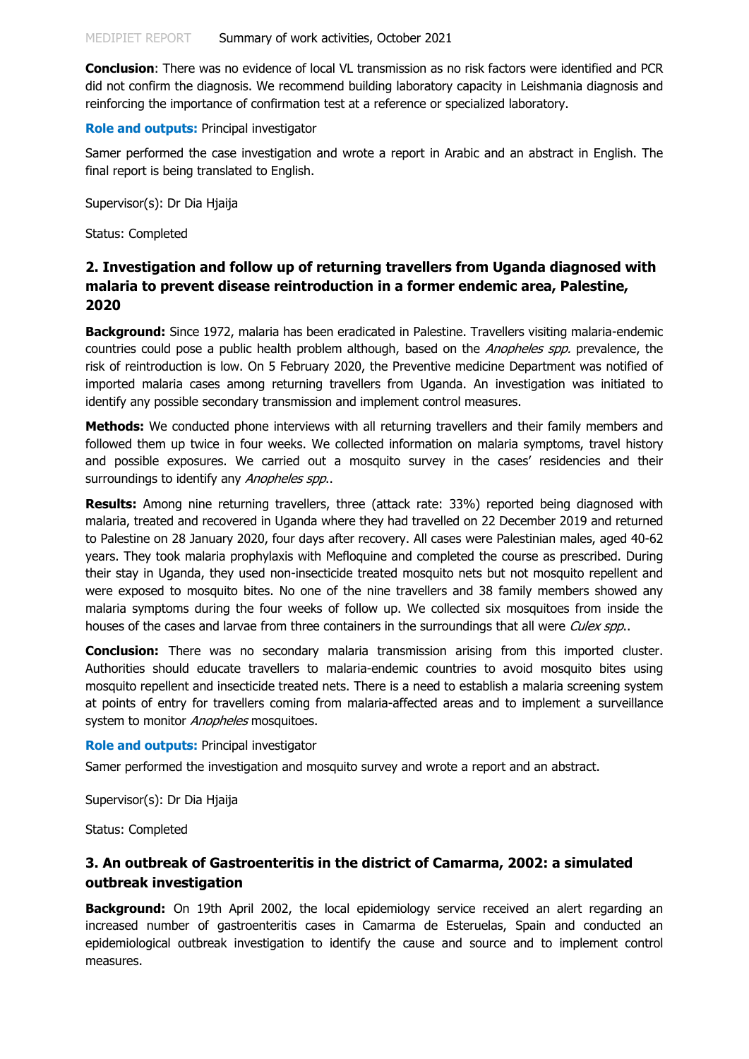**Conclusion**: There was no evidence of local VL transmission as no risk factors were identified and PCR did not confirm the diagnosis. We recommend building laboratory capacity in Leishmania diagnosis and reinforcing the importance of confirmation test at a reference or specialized laboratory.

**Role and outputs:** Principal investigator

Samer performed the case investigation and wrote a report in Arabic and an abstract in English. The final report is being translated to English.

Supervisor(s): Dr Dia Hjaija

Status: Completed

### 2. Investigation and follow up of returning travellers from Uganda diagnosed with malaria to prevent disease reintroduction in a former endemic area, Palestine, 2020

**Background:** Since 1972, malaria has been eradicated in Palestine. Travellers visiting malaria-endemic countries could pose a public health problem although, based on the *Anopheles spp.* prevalence, the risk of reintroduction is low. On 5 February 2020, the Preventive medicine Department was notified of imported malaria cases among returning travellers from Uganda. An investigation was initiated to identify any possible secondary transmission and implement control measures.

**Methods:** We conducted phone interviews with all returning travellers and their family members and followed them up twice in four weeks. We collected information on malaria symptoms, travel history and possible exposures. We carried out a mosquito survey in the cases' residencies and their surroundings to identify any *Anopheles spp.*.

**Results:** Among nine returning travellers, three (attack rate: 33%) reported being diagnosed with malaria, treated and recovered in Uganda where they had travelled on 22 December 2019 and returned to Palestine on 28 January 2020, four days after recovery. All cases were Palestinian males, aged 40-62 years. They took malaria prophylaxis with Mefloquine and completed the course as prescribed. During their stay in Uganda, they used non-insecticide treated mosquito nets but not mosquito repellent and were exposed to mosquito bites. No one of the nine travellers and 38 family members showed any malaria symptoms during the four weeks of follow up. We collected six mosquitoes from inside the houses of the cases and larvae from three containers in the surroundings that all were *Culex spp.*.

**Conclusion:** There was no secondary malaria transmission arising from this imported cluster. Authorities should educate travellers to malaria-endemic countries to avoid mosquito bites using mosquito repellent and insecticide treated nets. There is a need to establish a malaria screening system at points of entry for travellers coming from malaria-affected areas and to implement a surveillance system to monitor *Anopheles* mosquitoes.

**Role and outputs:** Principal investigator

Samer performed the investigation and mosquito survey and wrote a report and an abstract.

Supervisor(s): Dr Dia Hjaija

Status: Completed

### 3. An outbreak of Gastroenteritis in the district of Camarma, 2002: a simulated outbreak investigation

**Background:** On 19th April 2002, the local epidemiology service received an alert regarding an increased number of gastroenteritis cases in Camarma de Esteruelas, Spain and conducted an epidemiological outbreak investigation to identify the cause and source and to implement control measures.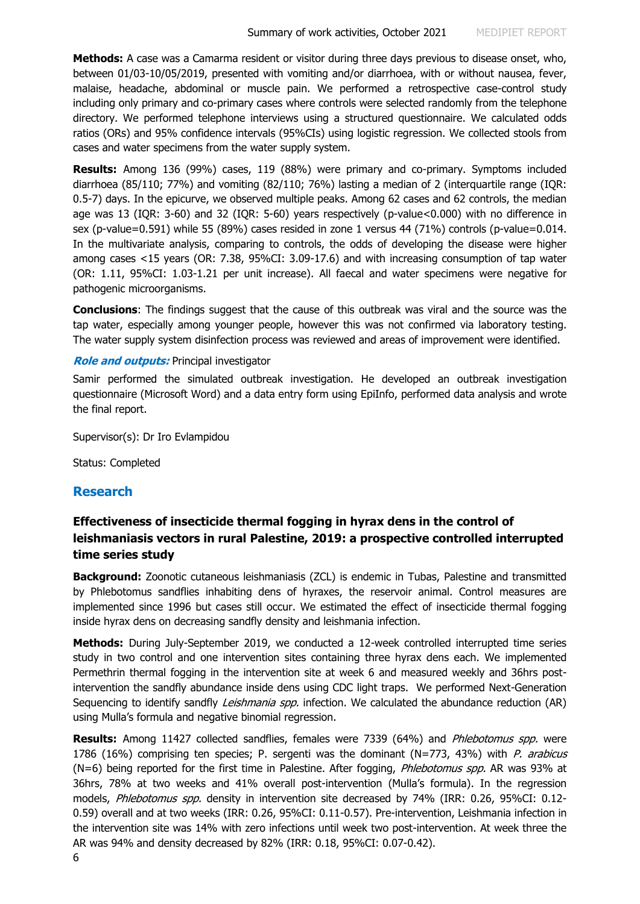**Methods:** A case was a Camarma resident or visitor during three days previous to disease onset, who, between 01/03-10/05/2019, presented with vomiting and/or diarrhoea, with or without nausea, fever, malaise, headache, abdominal or muscle pain. We performed a retrospective case-control study including only primary and co-primary cases where controls were selected randomly from the telephone directory. We performed telephone interviews using a structured questionnaire. We calculated odds ratios (ORs) and 95% confidence intervals (95%CIs) using logistic regression. We collected stools from cases and water specimens from the water supply system.

**Results:** Among 136 (99%) cases, 119 (88%) were primary and co-primary. Symptoms included diarrhoea (85/110; 77%) and vomiting (82/110; 76%) lasting a median of 2 (interquartile range (IQR: 0.5-7) days. In the epicurve, we observed multiple peaks. Among 62 cases and 62 controls, the median age was 13 (IQR: 3-60) and 32 (IQR: 5-60) years respectively (p-value<0.000) with no difference in sex (p-value=0.591) while 55 (89%) cases resided in zone 1 versus 44 (71%) controls (p-value=0.014. In the multivariate analysis, comparing to controls, the odds of developing the disease were higher among cases <15 years (OR: 7.38, 95%CI: 3.09-17.6) and with increasing consumption of tap water (OR: 1.11, 95%CI: 1.03-1.21 per unit increase). All faecal and water specimens were negative for pathogenic microorganisms.

**Conclusions**: The findings suggest that the cause of this outbreak was viral and the source was the tap water, especially among younger people, however this was not confirmed via laboratory testing. The water supply system disinfection process was reviewed and areas of improvement were identified.

***Role and outputs:*** Principal investigator

Samir performed the simulated outbreak investigation. He developed an outbreak investigation questionnaire (Microsoft Word) and a data entry form using EpiInfo, performed data analysis and wrote the final report.

Supervisor(s): Dr Iro Evlampidou

Status: Completed

## Research

### Effectiveness of insecticide thermal fogging in hyrax dens in the control of leishmaniasis vectors in rural Palestine, 2019: a prospective controlled interrupted time series study

**Background:** Zoonotic cutaneous leishmaniasis (ZCL) is endemic in Tubas, Palestine and transmitted by Phlebotomus sandflies inhabiting dens of hyraxes, the reservoir animal. Control measures are implemented since 1996 but cases still occur. We estimated the effect of insecticide thermal fogging inside hyrax dens on decreasing sandfly density and leishmania infection.

**Methods:** During July-September 2019, we conducted a 12-week controlled interrupted time series study in two control and one intervention sites containing three hyrax dens each. We implemented Permethrin thermal fogging in the intervention site at week 6 and measured weekly and 36hrs post-intervention the sandfly abundance inside dens using CDC light traps. We performed Next-Generation Sequencing to identify sandfly *Leishmania spp.* infection. We calculated the abundance reduction (AR) using Mulla's formula and negative binomial regression.

**Results:** Among 11427 collected sandflies, females were 7339 (64%) and *Phlebotomus spp.* were 1786 (16%) comprising ten species; P. sergenti was the dominant (N=773, 43%) with *P. arabicus* (N=6) being reported for the first time in Palestine. After fogging, *Phlebotomus spp.* AR was 93% at 36hrs, 78% at two weeks and 41% overall post-intervention (Mulla's formula). In the regression models, *Phlebotomus spp.* density in intervention site decreased by 74% (IRR: 0.26, 95%CI: 0.12-0.59) overall and at two weeks (IRR: 0.26, 95%CI: 0.11-0.57). Pre-intervention, Leishmania infection in the intervention site was 14% with zero infections until week two post-intervention. At week three the AR was 94% and density decreased by 82% (IRR: 0.18, 95%CI: 0.07-0.42).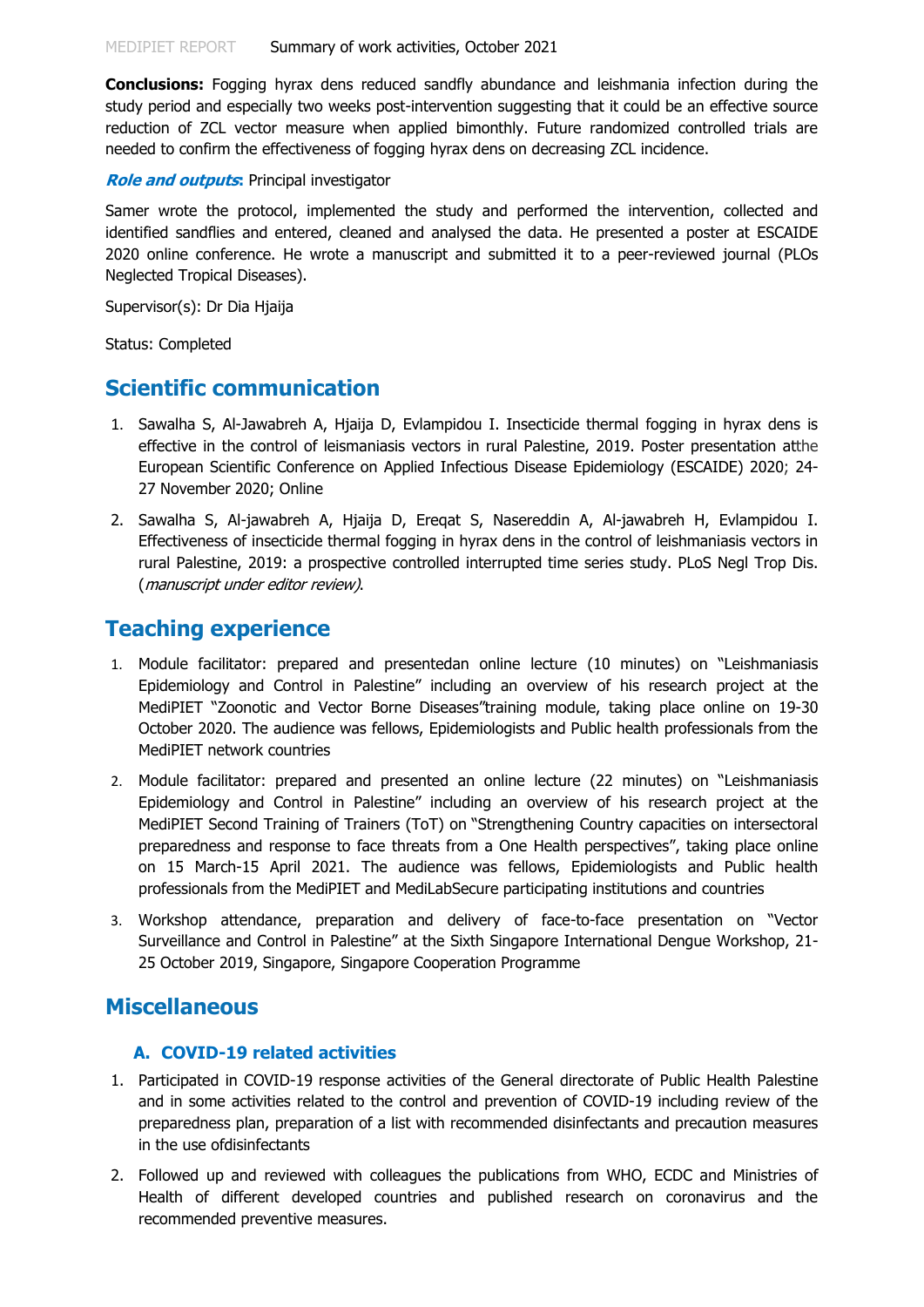**Conclusions:** Fogging hyrax dens reduced sandfly abundance and leishmania infection during the study period and especially two weeks post-intervention suggesting that it could be an effective source reduction of ZCL vector measure when applied bimonthly. Future randomized controlled trials are needed to confirm the effectiveness of fogging hyrax dens on decreasing ZCL incidence.

***Role and outputs*:** Principal investigator

Samer wrote the protocol, implemented the study and performed the intervention, collected and identified sandflies and entered, cleaned and analysed the data. He presented a poster at ESCAIDE 2020 online conference. He wrote a manuscript and submitted it to a peer-reviewed journal (PLOs Neglected Tropical Diseases).

Supervisor(s): Dr Dia Hjaija

Status: Completed

## Scientific communication

1. Sawalha S, Al-Jawabreh A, Hjaija D, Evlampidou I. Insecticide thermal fogging in hyrax dens is effective in the control of leismaniasis vectors in rural Palestine, 2019. Poster presentation atthe European Scientific Conference on Applied Infectious Disease Epidemiology (ESCAIDE) 2020; 24-27 November 2020; Online
2. Sawalha S, Al-jawabreh A, Hjaija D, Ereqat S, Nasereddin A, Al-jawabreh H, Evlampidou I. Effectiveness of insecticide thermal fogging in hyrax dens in the control of leishmaniasis vectors in rural Palestine, 2019: a prospective controlled interrupted time series study. PLoS Negl Trop Dis. (*manuscript under editor review*).

## Teaching experience

1. Module facilitator: prepared and presentedan online lecture (10 minutes) on "Leishmaniasis Epidemiology and Control in Palestine" including an overview of his research project at the MediPIET "Zoonotic and Vector Borne Diseases"training module, taking place online on 19-30 October 2020. The audience was fellows, Epidemiologists and Public health professionals from the MediPIET network countries
2. Module facilitator: prepared and presented an online lecture (22 minutes) on "Leishmaniasis Epidemiology and Control in Palestine" including an overview of his research project at the MediPIET Second Training of Trainers (ToT) on "Strengthening Country capacities on intersectoral preparedness and response to face threats from a One Health perspectives", taking place online on 15 March-15 April 2021. The audience was fellows, Epidemiologists and Public health professionals from the MediPIET and MediLabSecure participating institutions and countries
3. Workshop attendance, preparation and delivery of face-to-face presentation on "Vector Surveillance and Control in Palestine" at the Sixth Singapore International Dengue Workshop, 21-25 October 2019, Singapore, Singapore Cooperation Programme

## Miscellaneous

### A. COVID-19 related activities

1. Participated in COVID-19 response activities of the General directorate of Public Health Palestine and in some activities related to the control and prevention of COVID-19 including review of the preparedness plan, preparation of a list with recommended disinfectants and precaution measures in the use ofdisinfectants
2. Followed up and reviewed with colleagues the publications from WHO, ECDC and Ministries of Health of different developed countries and published research on coronavirus and the recommended preventive measures.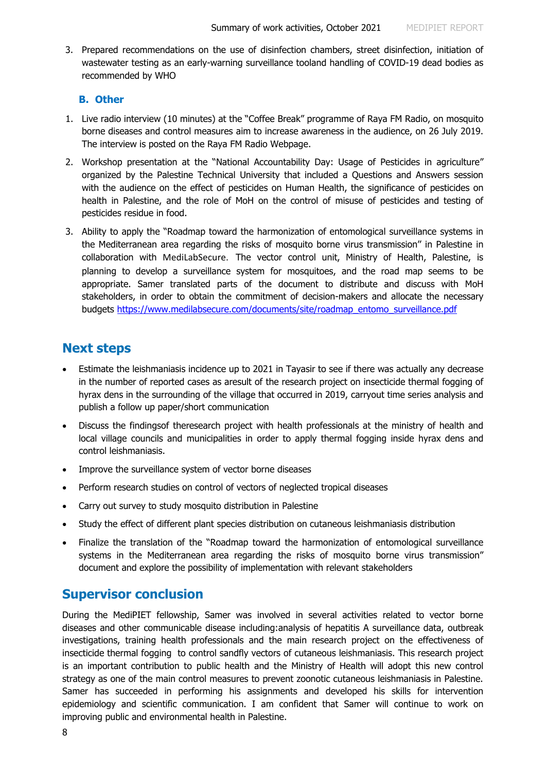3. Prepared recommendations on the use of disinfection chambers, street disinfection, initiation of wastewater testing as an early-warning surveillance tooland handling of COVID-19 dead bodies as recommended by WHO

### B. Other

1. Live radio interview (10 minutes) at the "Coffee Break" programme of Raya FM Radio, on mosquito borne diseases and control measures aim to increase awareness in the audience, on 26 July 2019. The interview is posted on the Raya FM Radio Webpage.
2. Workshop presentation at the "National Accountability Day: Usage of Pesticides in agriculture" organized by the Palestine Technical University that included a Questions and Answers session with the audience on the effect of pesticides on Human Health, the significance of pesticides on health in Palestine, and the role of MoH on the control of misuse of pesticides and testing of pesticides residue in food.
3. Ability to apply the "Roadmap toward the harmonization of entomological surveillance systems in the Mediterranean area regarding the risks of mosquito borne virus transmission" in Palestine in collaboration with MediLabSecure. The vector control unit, Ministry of Health, Palestine, is planning to develop a surveillance system for mosquitoes, and the road map seems to be appropriate. Samer translated parts of the document to distribute and discuss with MoH stakeholders, in order to obtain the commitment of decision-makers and allocate the necessary budgets https://www.medilabsecure.com/documents/site/roadmap_entomo_surveillance.pdf

## Next steps

- Estimate the leishmaniasis incidence up to 2021 in Tayasir to see if there was actually any decrease in the number of reported cases as aresult of the research project on insecticide thermal fogging of hyrax dens in the surrounding of the village that occurred in 2019, carryout time series analysis and publish a follow up paper/short communication
- Discuss the findingsof theresearch project with health professionals at the ministry of health and local village councils and municipalities in order to apply thermal fogging inside hyrax dens and control leishmaniasis.
- Improve the surveillance system of vector borne diseases
- Perform research studies on control of vectors of neglected tropical diseases
- Carry out survey to study mosquito distribution in Palestine
- Study the effect of different plant species distribution on cutaneous leishmaniasis distribution
- Finalize the translation of the "Roadmap toward the harmonization of entomological surveillance systems in the Mediterranean area regarding the risks of mosquito borne virus transmission" document and explore the possibility of implementation with relevant stakeholders

## Supervisor conclusion

During the MediPIET fellowship, Samer was involved in several activities related to vector borne diseases and other communicable disease including:analysis of hepatitis A surveillance data, outbreak investigations, training health professionals and the main research project on the effectiveness of insecticide thermal fogging to control sandfly vectors of cutaneous leishmaniasis. This research project is an important contribution to public health and the Ministry of Health will adopt this new control strategy as one of the main control measures to prevent zoonotic cutaneous leishmaniasis in Palestine. Samer has succeeded in performing his assignments and developed his skills for intervention epidemiology and scientific communication. I am confident that Samer will continue to work on improving public and environmental health in Palestine.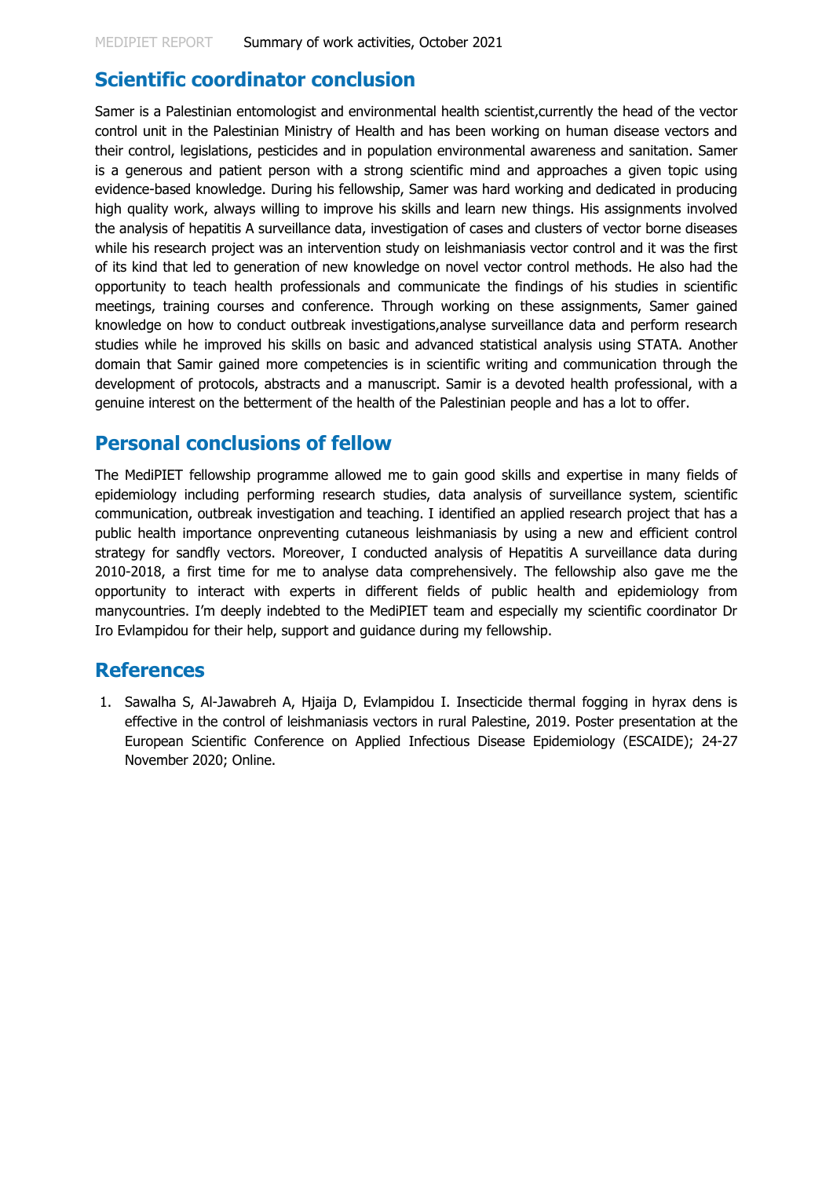## Scientific coordinator conclusion

Samer is a Palestinian entomologist and environmental health scientist,currently the head of the vector control unit in the Palestinian Ministry of Health and has been working on human disease vectors and their control, legislations, pesticides and in population environmental awareness and sanitation. Samer is a generous and patient person with a strong scientific mind and approaches a given topic using evidence-based knowledge. During his fellowship, Samer was hard working and dedicated in producing high quality work, always willing to improve his skills and learn new things. His assignments involved the analysis of hepatitis A surveillance data, investigation of cases and clusters of vector borne diseases while his research project was an intervention study on leishmaniasis vector control and it was the first of its kind that led to generation of new knowledge on novel vector control methods. He also had the opportunity to teach health professionals and communicate the findings of his studies in scientific meetings, training courses and conference. Through working on these assignments, Samer gained knowledge on how to conduct outbreak investigations,analyse surveillance data and perform research studies while he improved his skills on basic and advanced statistical analysis using STATA. Another domain that Samir gained more competencies is in scientific writing and communication through the development of protocols, abstracts and a manuscript. Samir is a devoted health professional, with a genuine interest on the betterment of the health of the Palestinian people and has a lot to offer.

## Personal conclusions of fellow

The MediPIET fellowship programme allowed me to gain good skills and expertise in many fields of epidemiology including performing research studies, data analysis of surveillance system, scientific communication, outbreak investigation and teaching. I identified an applied research project that has a public health importance onpreventing cutaneous leishmaniasis by using a new and efficient control strategy for sandfly vectors. Moreover, I conducted analysis of Hepatitis A surveillance data during 2010-2018, a first time for me to analyse data comprehensively. The fellowship also gave me the opportunity to interact with experts in different fields of public health and epidemiology from manycountries. I'm deeply indebted to the MediPIET team and especially my scientific coordinator Dr Iro Evlampidou for their help, support and guidance during my fellowship.

## References

1. Sawalha S, Al-Jawabreh A, Hjaija D, Evlampidou I. Insecticide thermal fogging in hyrax dens is effective in the control of leishmaniasis vectors in rural Palestine, 2019. Poster presentation at the European Scientific Conference on Applied Infectious Disease Epidemiology (ESCAIDE); 24-27 November 2020; Online.